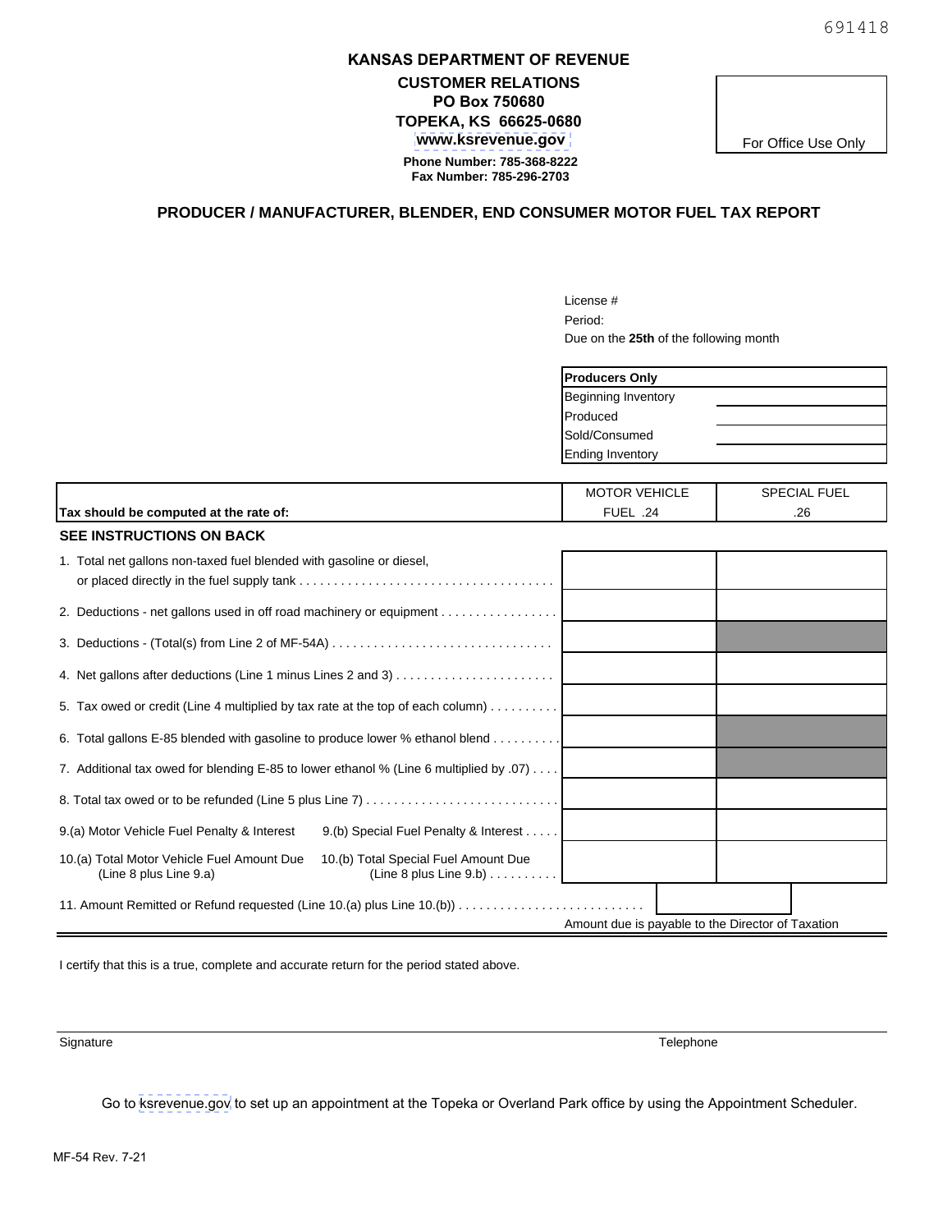691418

**KANSAS DEPARTMENT OF REVENUE**

**CUSTOMER RELATIONS**
**PO Box 750680**
**TOPEKA, KS 66625-0680**
**www.ksrevenue.gov**
**Phone Number: 785-368-8222**
**Fax Number: 785-296-2703**

| For Office Use Only |
|---|

## PRODUCER / MANUFACTURER, BLENDER, END CONSUMER MOTOR FUEL TAX REPORT

License #

Period:

Due on the **25th** of the following month

| **Producers Only** | |
|---|---|
| Beginning Inventory | |
| Produced | |
| Sold/Consumed | |
| Ending Inventory | |

| **Tax should be computed at the rate of:** | MOTOR VEHICLE FUEL .24 | SPECIAL FUEL .26 |
|---|---|---|
| **SEE INSTRUCTIONS ON BACK** | | |
| 1. Total net gallons non-taxed fuel blended with gasoline or diesel, or placed directly in the fuel supply tank | | |
| 2. Deductions - net gallons used in off road machinery or equipment | | |
| 3. Deductions - (Total(s) from Line 2 of MF-54A) | | |
| 4. Net gallons after deductions (Line 1 minus Lines 2 and 3) | | |
| 5. Tax owed or credit (Line 4 multiplied by tax rate at the top of each column) | | |
| 6. Total gallons E-85 blended with gasoline to produce lower % ethanol blend | | |
| 7. Additional tax owed for blending E-85 to lower ethanol % (Line 6 multiplied by .07) | | |
| 8. Total tax owed or to be refunded (Line 5 plus Line 7) | | |
| 9.(a) Motor Vehicle Fuel Penalty & Interest 9.(b) Special Fuel Penalty & Interest | | |
| 10.(a) Total Motor Vehicle Fuel Amount Due (Line 8 plus Line 9.a) 10.(b) Total Special Fuel Amount Due (Line 8 plus Line 9.b) | | |
| 11. Amount Remitted or Refund requested (Line 10.(a) plus Line 10.(b)) | | |

Amount due is payable to the Director of Taxation

I certify that this is a true, complete and accurate return for the period stated above.

Signature Telephone

Go to ksrevenue.gov to set up an appointment at the Topeka or Overland Park office by using the Appointment Scheduler.

MF-54 Rev. 7-21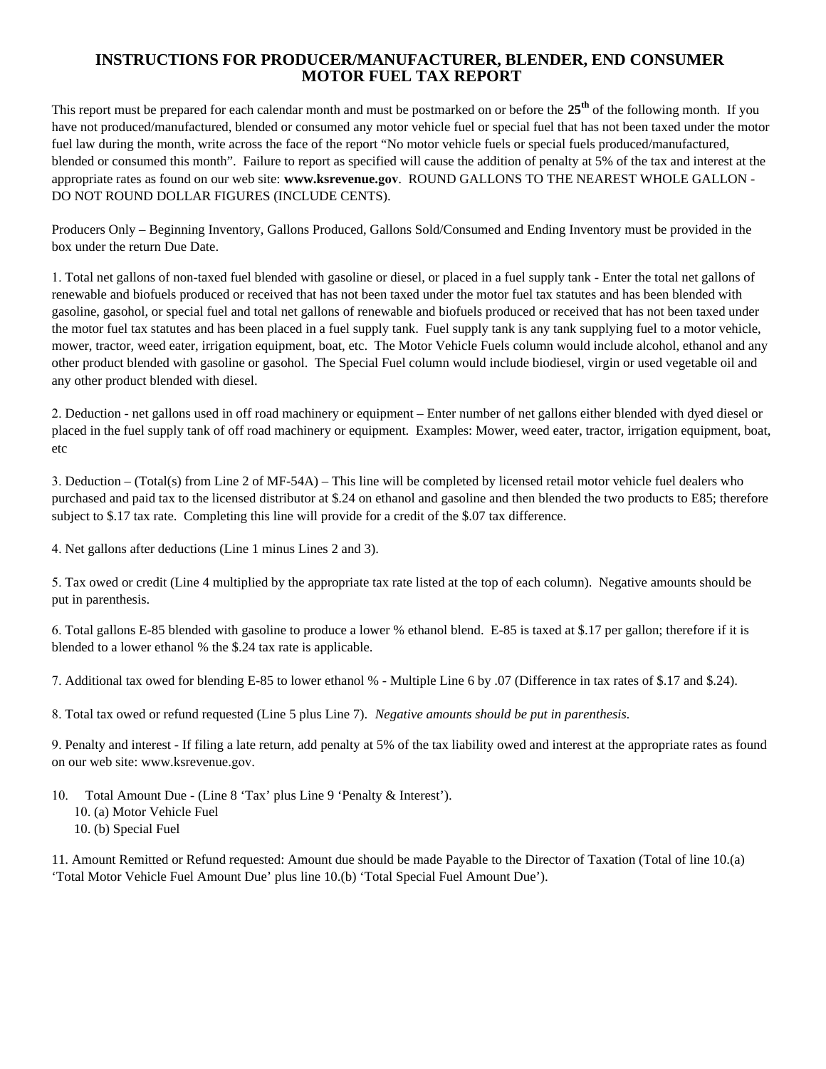# INSTRUCTIONS FOR PRODUCER/MANUFACTURER, BLENDER, END CONSUMER MOTOR FUEL TAX REPORT

This report must be prepared for each calendar month and must be postmarked on or before the **25th** of the following month. If you have not produced/manufactured, blended or consumed any motor vehicle fuel or special fuel that has not been taxed under the motor fuel law during the month, write across the face of the report "No motor vehicle fuels or special fuels produced/manufactured, blended or consumed this month". Failure to report as specified will cause the addition of penalty at 5% of the tax and interest at the appropriate rates as found on our web site: **www.ksrevenue.gov**. ROUND GALLONS TO THE NEAREST WHOLE GALLON - DO NOT ROUND DOLLAR FIGURES (INCLUDE CENTS).

Producers Only – Beginning Inventory, Gallons Produced, Gallons Sold/Consumed and Ending Inventory must be provided in the box under the return Due Date.

1. Total net gallons of non-taxed fuel blended with gasoline or diesel, or placed in a fuel supply tank - Enter the total net gallons of renewable and biofuels produced or received that has not been taxed under the motor fuel tax statutes and has been blended with gasoline, gasohol, or special fuel and total net gallons of renewable and biofuels produced or received that has not been taxed under the motor fuel tax statutes and has been placed in a fuel supply tank. Fuel supply tank is any tank supplying fuel to a motor vehicle, mower, tractor, weed eater, irrigation equipment, boat, etc. The Motor Vehicle Fuels column would include alcohol, ethanol and any other product blended with gasoline or gasohol. The Special Fuel column would include biodiesel, virgin or used vegetable oil and any other product blended with diesel.

2. Deduction - net gallons used in off road machinery or equipment – Enter number of net gallons either blended with dyed diesel or placed in the fuel supply tank of off road machinery or equipment. Examples: Mower, weed eater, tractor, irrigation equipment, boat, etc

3. Deduction – (Total(s) from Line 2 of MF-54A) – This line will be completed by licensed retail motor vehicle fuel dealers who purchased and paid tax to the licensed distributor at $.24 on ethanol and gasoline and then blended the two products to E85; therefore subject to $.17 tax rate. Completing this line will provide for a credit of the $.07 tax difference.

4. Net gallons after deductions (Line 1 minus Lines 2 and 3).

5. Tax owed or credit (Line 4 multiplied by the appropriate tax rate listed at the top of each column). Negative amounts should be put in parenthesis.

6. Total gallons E-85 blended with gasoline to produce a lower % ethanol blend. E-85 is taxed at $.17 per gallon; therefore if it is blended to a lower ethanol % the $.24 tax rate is applicable.

7. Additional tax owed for blending E-85 to lower ethanol % - Multiple Line 6 by .07 (Difference in tax rates of $.17 and $.24).

8. Total tax owed or refund requested (Line 5 plus Line 7). *Negative amounts should be put in parenthesis.*

9. Penalty and interest - If filing a late return, add penalty at 5% of the tax liability owed and interest at the appropriate rates as found on our web site: www.ksrevenue.gov.

10. Total Amount Due - (Line 8 'Tax' plus Line 9 'Penalty & Interest').
    - 10. (a) Motor Vehicle Fuel
    - 10. (b) Special Fuel

11. Amount Remitted or Refund requested: Amount due should be made Payable to the Director of Taxation (Total of line 10.(a) 'Total Motor Vehicle Fuel Amount Due' plus line 10.(b) 'Total Special Fuel Amount Due').